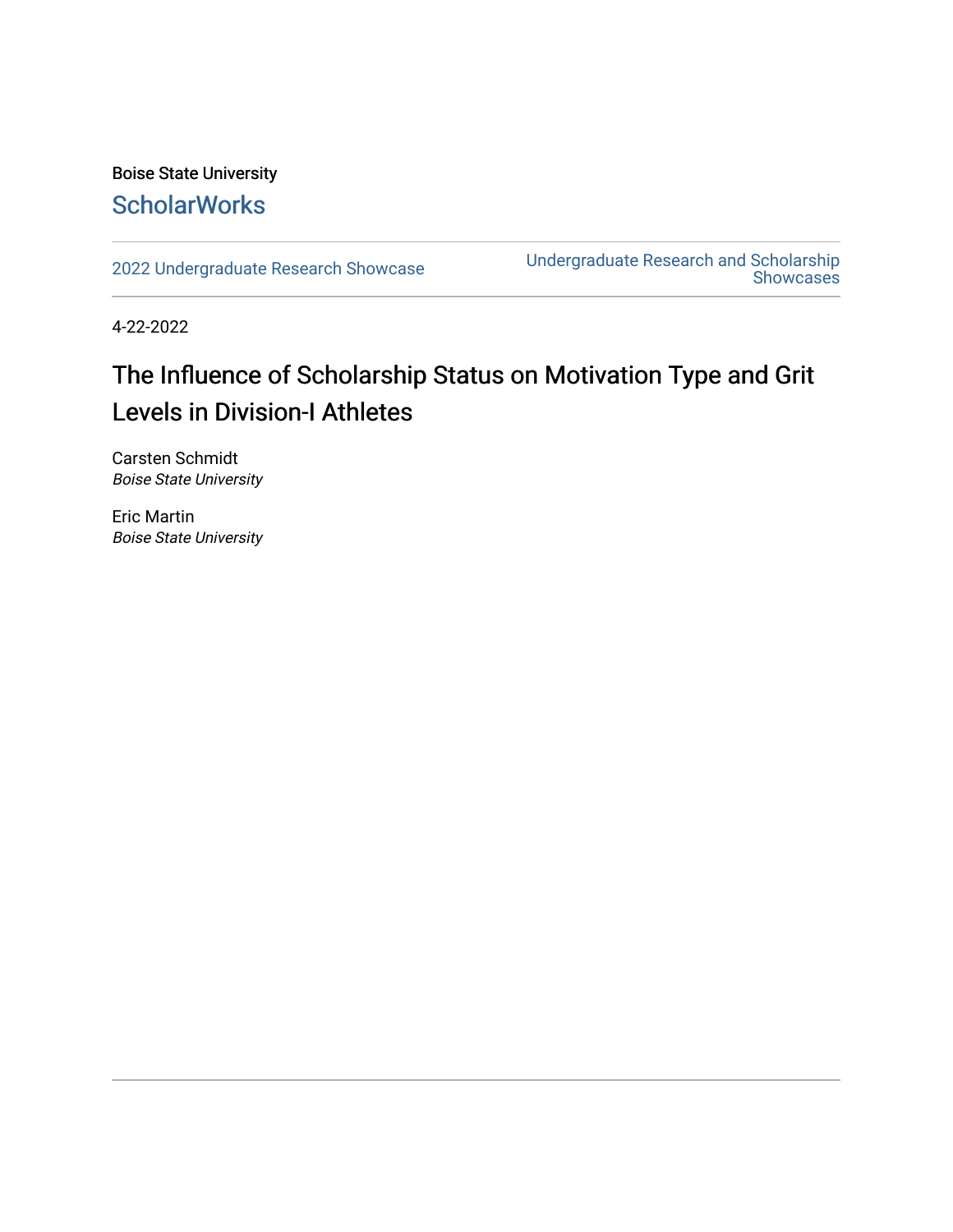Boise State University

ScholarWorks

2022 Undergraduate Research Showcase

Undergraduate Research and Scholarship Showcases

4-22-2022

# The Influence of Scholarship Status on Motivation Type and Grit Levels in Division-I Athletes

Carsten Schmidt
*Boise State University*

Eric Martin
*Boise State University*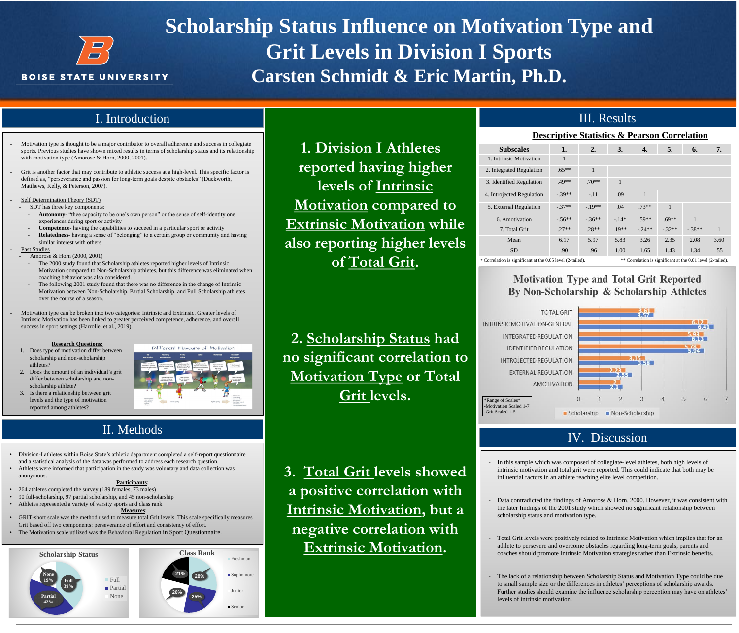# Scholarship Status Influence on Motivation Type and Grit Levels in Division I Sports

**Carsten Schmidt & Eric Martin, Ph.D.**

BOISE STATE UNIVERSITY

## I. Introduction

- Motivation type is thought to be a major contributor to overall adherence and success in collegiate sports. Previous studies have shown mixed results in terms of scholarship status and its relationship with motivation type (Amorose & Horn, 2000, 2001).
- Grit is another factor that may contribute to athletic success at a high-level. This specific factor is defined as, "perseverance and passion for long-term goals despite obstacles" (Duckworth, Matthews, Kelly, & Peterson, 2007).
- Self Determination Theory (SDT)
  - SDT has three key components:
    - **Autonomy**- "thee capacity to be one's own person" or the sense of self-identity one experiences during sport or activity
    - **Competence**- having the capabilities to succeed in a particular sport or activity
    - **Relatedness**- having a sense of "belonging" to a certain group or community and having similar interest with others
- Past Studies
  - Amorose & Horn (2000, 2001)
    - The 2000 study found that Scholarship athletes reported higher levels of Intrinsic Motivation compared to Non-Scholarship athletes, but this difference was eliminated when coaching behavior was also considered.
    - The following 2001 study found that there was no difference in the change of Intrinsic Motivation between Non-Scholarship, Partial Scholarship, and Full Scholarship athletes over the course of a season.
- Motivation type can be broken into two categories: Intrinsic and Extrinsic. Greater levels of Intrinsic Motivation has been linked to greater perceived competence, adherence, and overall success in sport settings (Harrolle, et al., 2019).

**Research Questions:**

1. Does type of motivation differ between scholarship and non-scholarship athletes?
2. Does the amount of an individual's grit differ between scholarship and non-scholarship athlete?
3. Is there a relationship between grit levels and the type of motivation reported among athletes?

Different Flavours of Motivation

## II. Methods

- Division-I athletes within Boise State's athletic department completed a self-report questionnaire and a statistical analysis of the data was performed to address each research question.
- Athletes were informed that participation in the study was voluntary and data collection was anonymous.

**Participants**:

- 264 athletes completed the survey (189 females, 73 males)
- 90 full-scholarship, 97 partial scholarship, and 45 non-scholarship
- Athletes represented a variety of varsity sports and class rank

**Measures**:

- GRIT-short scale was the method used to measure total Grit levels. This scale specifically measures Grit based off two components: perseverance of effort and consistency of effort.
- The Motivation scale utilized was the Behavioral Regulation in Sport Questionnaire.

Scholarship Status

None 19%
Full 39%
Partial 42%

Full
Partial
None

Class Rank

21%
28%
26%
25%

Freshman
Sophomore
Junior
Senior

---

1. Division I Athletes reported having higher levels of Intrinsic Motivation compared to Extrinsic Motivation while also reporting higher levels of Total Grit.

2. Scholarship Status had no significant correlation to Motivation Type or Total Grit levels.

3. Total Grit levels showed a positive correlation with Intrinsic Motivation, but a negative correlation with Extrinsic Motivation.

## III. Results

**Descriptive Statistics & Pearson Correlation**

| Subscales | 1. | 2. | 3. | 4. | 5. | 6. | 7. |
|---|---|---|---|---|---|---|---|
| 1. Intrinsic Motivation | 1 | | | | | | |
| 2. Integrated Regulation | .65** | 1 | | | | | |
| 3. Identified Regulation | .49** | .70** | 1 | | | | |
| 4. Introjected Regulation | -.39** | -.11 | .09 | 1 | | | |
| 5. External Regulation | -.37** | -.19** | .04 | .73** | 1 | | |
| 6. Amotivation | -.56** | -.36** | -.14* | .59** | .69** | 1 | |
| 7. Total Grit | .27** | .28** | .19** | -.24** | -.32** | -.38** | 1 |
| Mean | 6.17 | 5.97 | 5.83 | 3.26 | 2.35 | 2.08 | 3.60 |
| SD | .90 | .96 | 1.00 | 1.65 | 1.43 | 1.34 | .55 |

\* Correlation is significant at the 0.05 level (2-tailed). ** Correlation is significant at the 0.01 level (2-tailed).

Motivation Type and Total Grit Reported By Non-Scholarship & Scholarship Athletes

TOTAL GRIT 3.61 3.57
INTRINSIC MOTIVATION-GENERAL 6.12 6.41
INTEGRATED REGULATION 5.93 6.13
IDENTIFIED REGULATION 5.78 5.94
INTROJECTED REGULATION 3.15 3.58
EXTERNAL REGULATION 2.23 2.55
AMOTIVATION 2 2.1

0 1 2 3 4 5 6 7

Scholarship · Non-Scholarship

*Range of Scales*
-Motivation Scaled 1-7
-Grit Scaled 1-5

## IV. Discussion

- In this sample which was composed of collegiate-level athletes, both high levels of intrinsic motivation and total grit were reported. This could indicate that both may be influential factors in an athlete reaching elite level competition.
- Data contradicted the findings of Amorose & Horn, 2000. However, it was consistent with the later findings of the 2001 study which showed no significant relationship between scholarship status and motivation type.
- Total Grit levels were positively related to Intrinsic Motivation which implies that for an athlete to persevere and overcome obstacles regarding long-term goals, parents and coaches should promote Intrinsic Motivation strategies rather than Extrinsic benefits.
- The lack of a relationship between Scholarship Status and Motivation Type could be due to small sample size or the differences in athletes' perceptions of scholarship awards. Further studies should examine the influence scholarship perception may have on athletes' levels of intrinsic motivation.